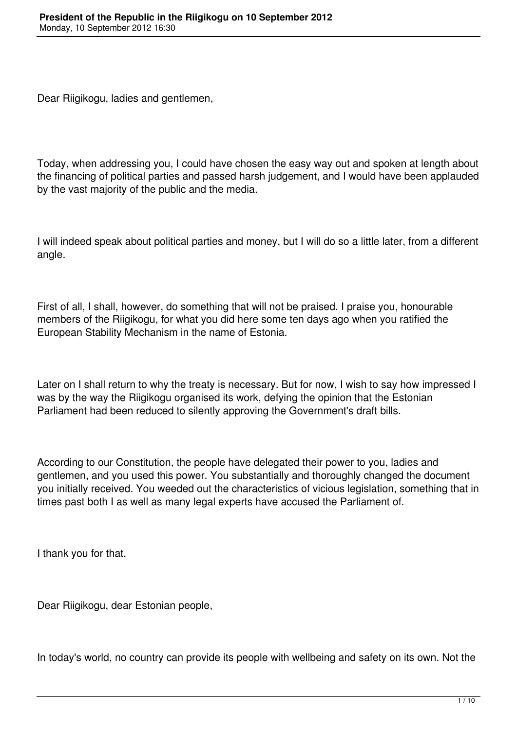Dear Riigikogu, ladies and gentlemen,

Today, when addressing you, I could have chosen the easy way out and spoken at length about the financing of political parties and passed harsh judgement, and I would have been applauded by the vast majority of the public and the media.

I will indeed speak about political parties and money, but I will do so a little later, from a different angle.

First of all, I shall, however, do something that will not be praised. I praise you, honourable members of the Riigikogu, for what you did here some ten days ago when you ratified the European Stability Mechanism in the name of Estonia.

Later on I shall return to why the treaty is necessary. But for now, I wish to say how impressed I was by the way the Riigikogu organised its work, defying the opinion that the Estonian Parliament had been reduced to silently approving the Government's draft bills.

According to our Constitution, the people have delegated their power to you, ladies and gentlemen, and you used this power. You substantially and thoroughly changed the document you initially received. You weeded out the characteristics of vicious legislation, something that in times past both I as well as many legal experts have accused the Parliament of.

I thank you for that.

Dear Riigikogu, dear Estonian people,

In today's world, no country can provide its people with wellbeing and safety on its own. Not the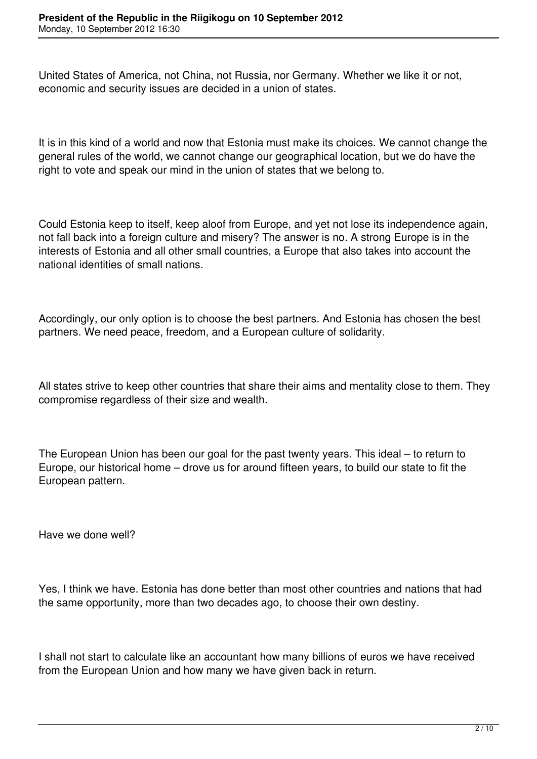United States of America, not China, not Russia, nor Germany. Whether we like it or not, economic and security issues are decided in a union of states.

It is in this kind of a world and now that Estonia must make its choices. We cannot change the general rules of the world, we cannot change our geographical location, but we do have the right to vote and speak our mind in the union of states that we belong to.

Could Estonia keep to itself, keep aloof from Europe, and yet not lose its independence again, not fall back into a foreign culture and misery? The answer is no. A strong Europe is in the interests of Estonia and all other small countries, a Europe that also takes into account the national identities of small nations.

Accordingly, our only option is to choose the best partners. And Estonia has chosen the best partners. We need peace, freedom, and a European culture of solidarity.

All states strive to keep other countries that share their aims and mentality close to them. They compromise regardless of their size and wealth.

The European Union has been our goal for the past twenty years. This ideal – to return to Europe, our historical home – drove us for around fifteen years, to build our state to fit the European pattern.

Have we done well?

Yes, I think we have. Estonia has done better than most other countries and nations that had the same opportunity, more than two decades ago, to choose their own destiny.

I shall not start to calculate like an accountant how many billions of euros we have received from the European Union and how many we have given back in return.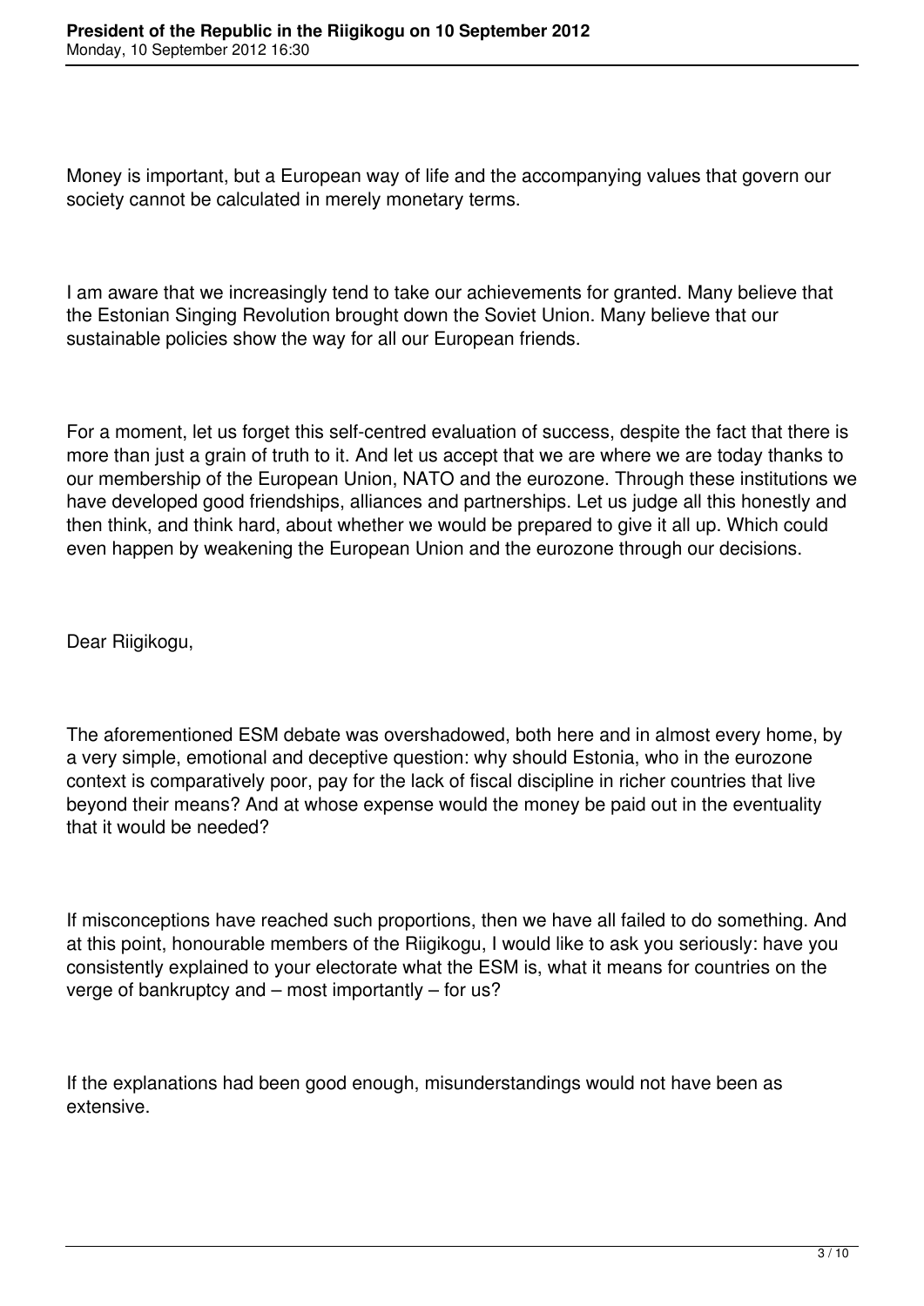Money is important, but a European way of life and the accompanying values that govern our society cannot be calculated in merely monetary terms.

I am aware that we increasingly tend to take our achievements for granted. Many believe that the Estonian Singing Revolution brought down the Soviet Union. Many believe that our sustainable policies show the way for all our European friends.

For a moment, let us forget this self-centred evaluation of success, despite the fact that there is more than just a grain of truth to it. And let us accept that we are where we are today thanks to our membership of the European Union, NATO and the eurozone. Through these institutions we have developed good friendships, alliances and partnerships. Let us judge all this honestly and then think, and think hard, about whether we would be prepared to give it all up. Which could even happen by weakening the European Union and the eurozone through our decisions.

Dear Riigikogu,

The aforementioned ESM debate was overshadowed, both here and in almost every home, by a very simple, emotional and deceptive question: why should Estonia, who in the eurozone context is comparatively poor, pay for the lack of fiscal discipline in richer countries that live beyond their means? And at whose expense would the money be paid out in the eventuality that it would be needed?

If misconceptions have reached such proportions, then we have all failed to do something. And at this point, honourable members of the Riigikogu, I would like to ask you seriously: have you consistently explained to your electorate what the ESM is, what it means for countries on the verge of bankruptcy and – most importantly – for us?

If the explanations had been good enough, misunderstandings would not have been as extensive.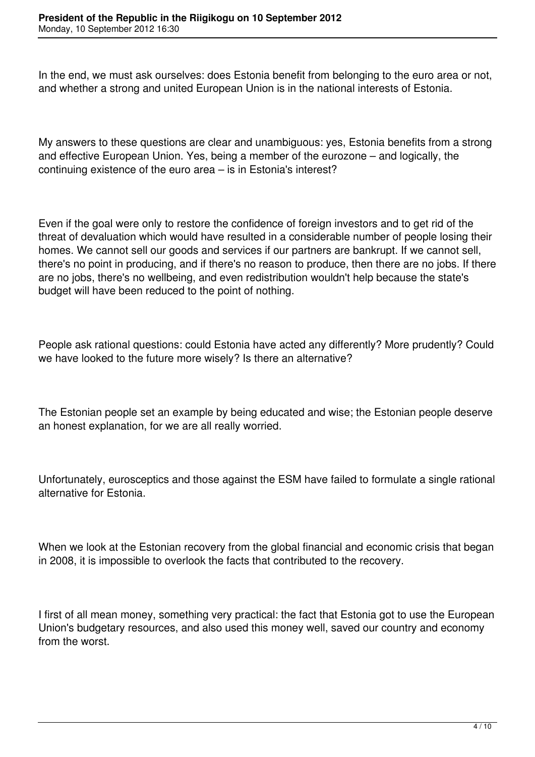In the end, we must ask ourselves: does Estonia benefit from belonging to the euro area or not, and whether a strong and united European Union is in the national interests of Estonia.

My answers to these questions are clear and unambiguous: yes, Estonia benefits from a strong and effective European Union. Yes, being a member of the eurozone – and logically, the continuing existence of the euro area – is in Estonia's interest?

Even if the goal were only to restore the confidence of foreign investors and to get rid of the threat of devaluation which would have resulted in a considerable number of people losing their homes. We cannot sell our goods and services if our partners are bankrupt. If we cannot sell, there's no point in producing, and if there's no reason to produce, then there are no jobs. If there are no jobs, there's no wellbeing, and even redistribution wouldn't help because the state's budget will have been reduced to the point of nothing.

People ask rational questions: could Estonia have acted any differently? More prudently? Could we have looked to the future more wisely? Is there an alternative?

The Estonian people set an example by being educated and wise; the Estonian people deserve an honest explanation, for we are all really worried.

Unfortunately, eurosceptics and those against the ESM have failed to formulate a single rational alternative for Estonia.

When we look at the Estonian recovery from the global financial and economic crisis that began in 2008, it is impossible to overlook the facts that contributed to the recovery.

I first of all mean money, something very practical: the fact that Estonia got to use the European Union's budgetary resources, and also used this money well, saved our country and economy from the worst.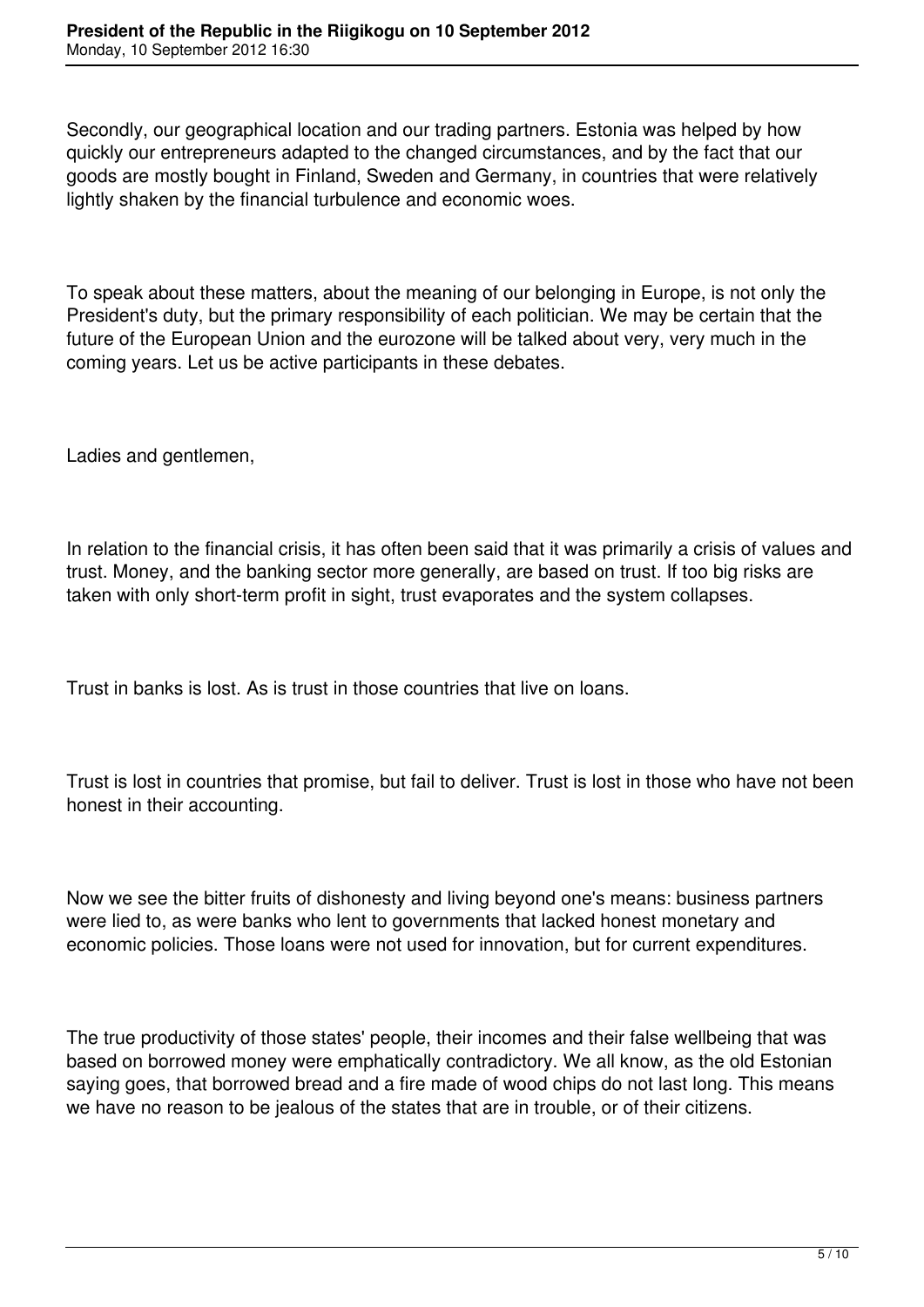Secondly, our geographical location and our trading partners. Estonia was helped by how quickly our entrepreneurs adapted to the changed circumstances, and by the fact that our goods are mostly bought in Finland, Sweden and Germany, in countries that were relatively lightly shaken by the financial turbulence and economic woes.

To speak about these matters, about the meaning of our belonging in Europe, is not only the President's duty, but the primary responsibility of each politician. We may be certain that the future of the European Union and the eurozone will be talked about very, very much in the coming years. Let us be active participants in these debates.

Ladies and gentlemen,

In relation to the financial crisis, it has often been said that it was primarily a crisis of values and trust. Money, and the banking sector more generally, are based on trust. If too big risks are taken with only short-term profit in sight, trust evaporates and the system collapses.

Trust in banks is lost. As is trust in those countries that live on loans.

Trust is lost in countries that promise, but fail to deliver. Trust is lost in those who have not been honest in their accounting.

Now we see the bitter fruits of dishonesty and living beyond one's means: business partners were lied to, as were banks who lent to governments that lacked honest monetary and economic policies. Those loans were not used for innovation, but for current expenditures.

The true productivity of those states' people, their incomes and their false wellbeing that was based on borrowed money were emphatically contradictory. We all know, as the old Estonian saying goes, that borrowed bread and a fire made of wood chips do not last long. This means we have no reason to be jealous of the states that are in trouble, or of their citizens.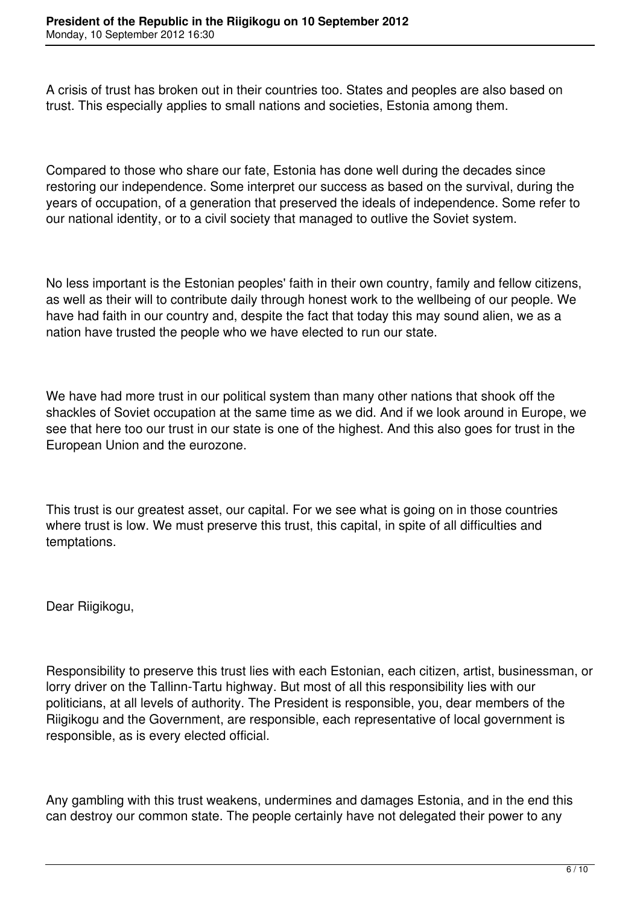A crisis of trust has broken out in their countries too. States and peoples are also based on trust. This especially applies to small nations and societies, Estonia among them.

Compared to those who share our fate, Estonia has done well during the decades since restoring our independence. Some interpret our success as based on the survival, during the years of occupation, of a generation that preserved the ideals of independence. Some refer to our national identity, or to a civil society that managed to outlive the Soviet system.

No less important is the Estonian peoples' faith in their own country, family and fellow citizens, as well as their will to contribute daily through honest work to the wellbeing of our people. We have had faith in our country and, despite the fact that today this may sound alien, we as a nation have trusted the people who we have elected to run our state.

We have had more trust in our political system than many other nations that shook off the shackles of Soviet occupation at the same time as we did. And if we look around in Europe, we see that here too our trust in our state is one of the highest. And this also goes for trust in the European Union and the eurozone.

This trust is our greatest asset, our capital. For we see what is going on in those countries where trust is low. We must preserve this trust, this capital, in spite of all difficulties and temptations.

Dear Riigikogu,

Responsibility to preserve this trust lies with each Estonian, each citizen, artist, businessman, or lorry driver on the Tallinn-Tartu highway. But most of all this responsibility lies with our politicians, at all levels of authority. The President is responsible, you, dear members of the Riigikogu and the Government, are responsible, each representative of local government is responsible, as is every elected official.

Any gambling with this trust weakens, undermines and damages Estonia, and in the end this can destroy our common state. The people certainly have not delegated their power to any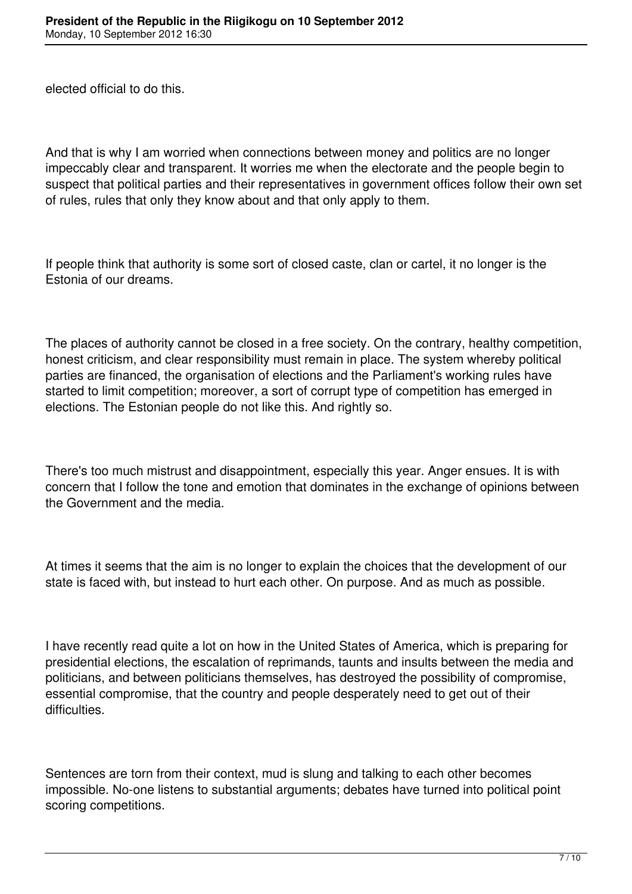elected official to do this.

And that is why I am worried when connections between money and politics are no longer impeccably clear and transparent. It worries me when the electorate and the people begin to suspect that political parties and their representatives in government offices follow their own set of rules, rules that only they know about and that only apply to them.

If people think that authority is some sort of closed caste, clan or cartel, it no longer is the Estonia of our dreams.

The places of authority cannot be closed in a free society. On the contrary, healthy competition, honest criticism, and clear responsibility must remain in place. The system whereby political parties are financed, the organisation of elections and the Parliament's working rules have started to limit competition; moreover, a sort of corrupt type of competition has emerged in elections. The Estonian people do not like this. And rightly so.

There's too much mistrust and disappointment, especially this year. Anger ensues. It is with concern that I follow the tone and emotion that dominates in the exchange of opinions between the Government and the media.

At times it seems that the aim is no longer to explain the choices that the development of our state is faced with, but instead to hurt each other. On purpose. And as much as possible.

I have recently read quite a lot on how in the United States of America, which is preparing for presidential elections, the escalation of reprimands, taunts and insults between the media and politicians, and between politicians themselves, has destroyed the possibility of compromise, essential compromise, that the country and people desperately need to get out of their difficulties.

Sentences are torn from their context, mud is slung and talking to each other becomes impossible. No-one listens to substantial arguments; debates have turned into political point scoring competitions.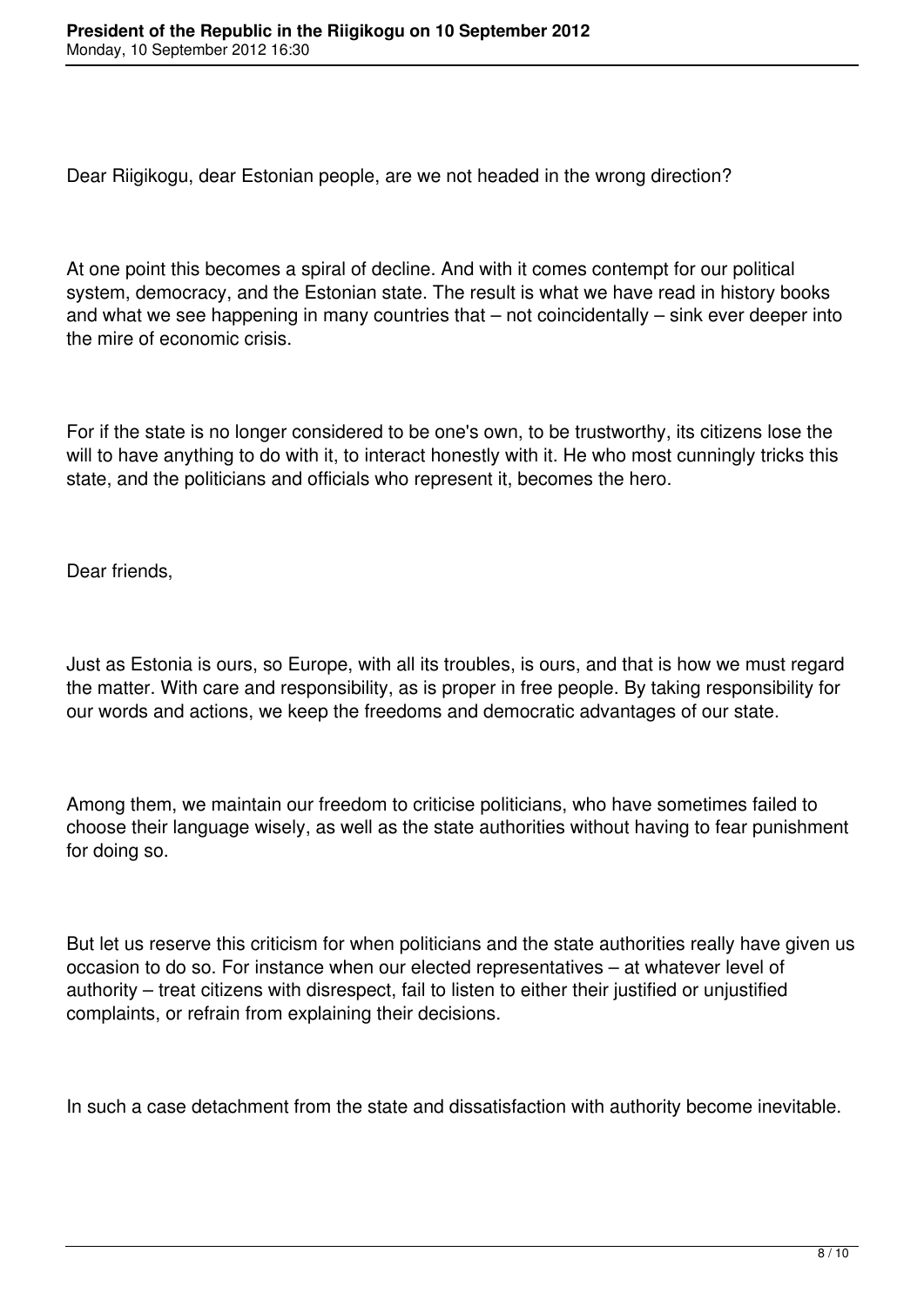Dear Riigikogu, dear Estonian people, are we not headed in the wrong direction?

At one point this becomes a spiral of decline. And with it comes contempt for our political system, democracy, and the Estonian state. The result is what we have read in history books and what we see happening in many countries that – not coincidentally – sink ever deeper into the mire of economic crisis.

For if the state is no longer considered to be one's own, to be trustworthy, its citizens lose the will to have anything to do with it, to interact honestly with it. He who most cunningly tricks this state, and the politicians and officials who represent it, becomes the hero.

Dear friends,

Just as Estonia is ours, so Europe, with all its troubles, is ours, and that is how we must regard the matter. With care and responsibility, as is proper in free people. By taking responsibility for our words and actions, we keep the freedoms and democratic advantages of our state.

Among them, we maintain our freedom to criticise politicians, who have sometimes failed to choose their language wisely, as well as the state authorities without having to fear punishment for doing so.

But let us reserve this criticism for when politicians and the state authorities really have given us occasion to do so. For instance when our elected representatives – at whatever level of authority – treat citizens with disrespect, fail to listen to either their justified or unjustified complaints, or refrain from explaining their decisions.

In such a case detachment from the state and dissatisfaction with authority become inevitable.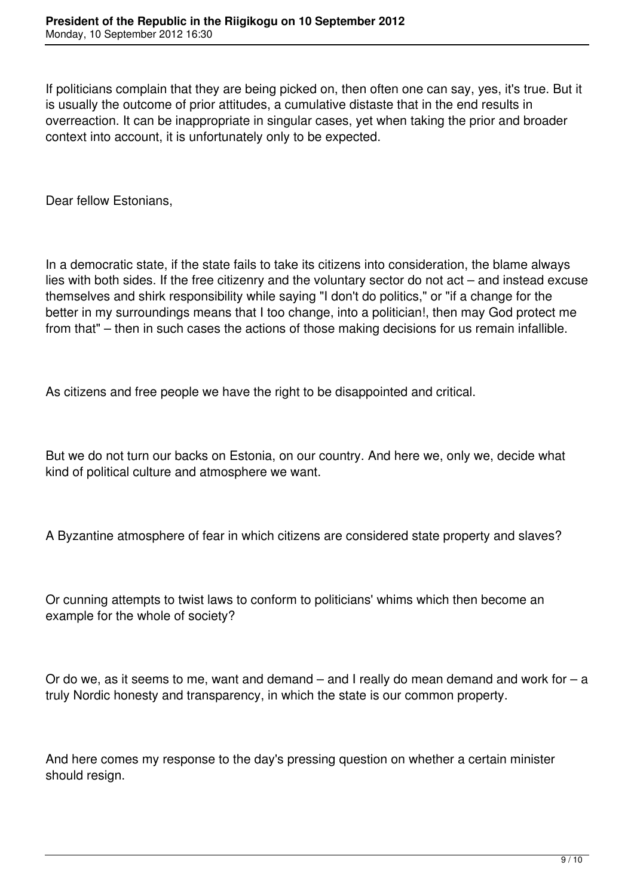If politicians complain that they are being picked on, then often one can say, yes, it's true. But it is usually the outcome of prior attitudes, a cumulative distaste that in the end results in overreaction. It can be inappropriate in singular cases, yet when taking the prior and broader context into account, it is unfortunately only to be expected.

Dear fellow Estonians,

In a democratic state, if the state fails to take its citizens into consideration, the blame always lies with both sides. If the free citizenry and the voluntary sector do not act – and instead excuse themselves and shirk responsibility while saying "I don't do politics," or "if a change for the better in my surroundings means that I too change, into a politician!, then may God protect me from that" – then in such cases the actions of those making decisions for us remain infallible.

As citizens and free people we have the right to be disappointed and critical.

But we do not turn our backs on Estonia, on our country. And here we, only we, decide what kind of political culture and atmosphere we want.

A Byzantine atmosphere of fear in which citizens are considered state property and slaves?

Or cunning attempts to twist laws to conform to politicians' whims which then become an example for the whole of society?

Or do we, as it seems to me, want and demand – and I really do mean demand and work for – a truly Nordic honesty and transparency, in which the state is our common property.

And here comes my response to the day's pressing question on whether a certain minister should resign.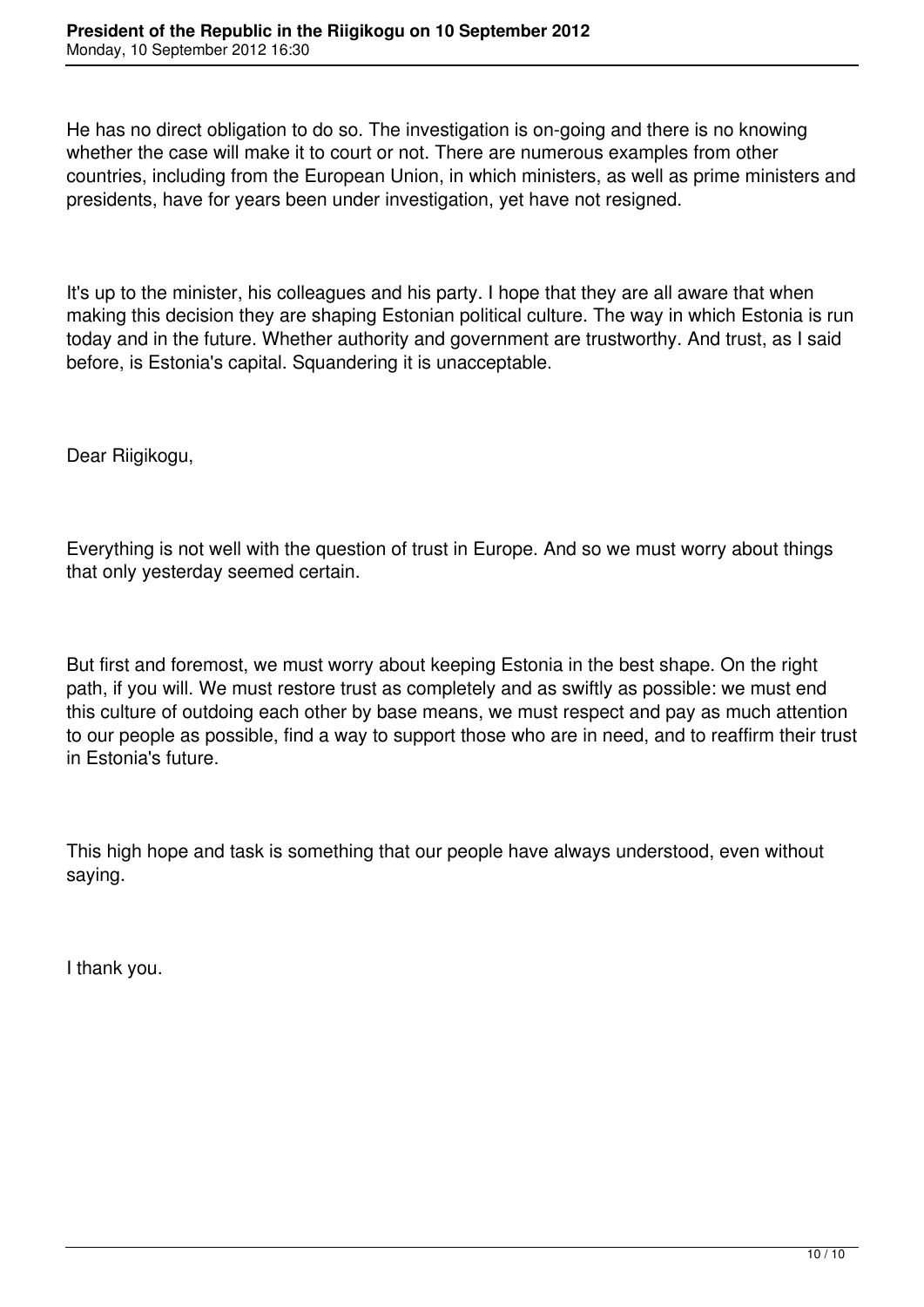He has no direct obligation to do so. The investigation is on-going and there is no knowing whether the case will make it to court or not. There are numerous examples from other countries, including from the European Union, in which ministers, as well as prime ministers and presidents, have for years been under investigation, yet have not resigned.

It's up to the minister, his colleagues and his party. I hope that they are all aware that when making this decision they are shaping Estonian political culture. The way in which Estonia is run today and in the future. Whether authority and government are trustworthy. And trust, as I said before, is Estonia's capital. Squandering it is unacceptable.

Dear Riigikogu,

Everything is not well with the question of trust in Europe. And so we must worry about things that only yesterday seemed certain.

But first and foremost, we must worry about keeping Estonia in the best shape. On the right path, if you will. We must restore trust as completely and as swiftly as possible: we must end this culture of outdoing each other by base means, we must respect and pay as much attention to our people as possible, find a way to support those who are in need, and to reaffirm their trust in Estonia's future.

This high hope and task is something that our people have always understood, even without saying.

I thank you.